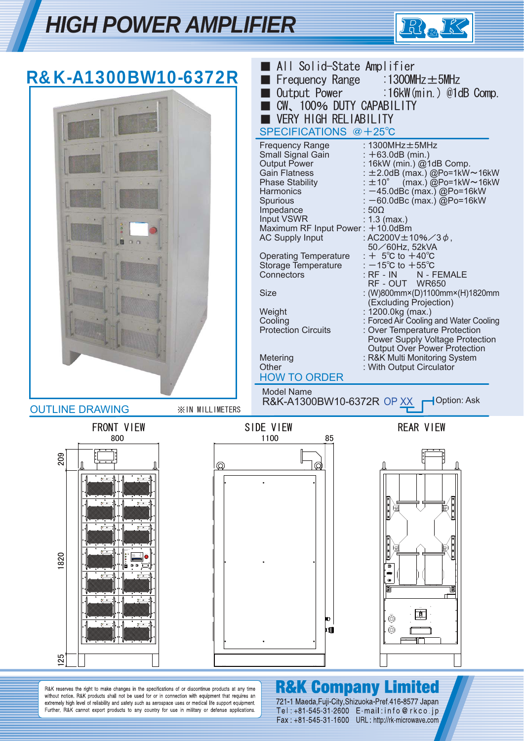# HIGH POWER AMPLIFIER

## R&K-A1300BW10-6372R

- All Solid-State Amplifier
- Frequency Range :1300MHz±5MHz
- Output Power :16kW(min.) @1dB Comp.
- CW、100% DUTY CAPABILITY
- VERY HIGH RELIABILITY

### SPECIFICATIONS @+25℃

| | |
|---|---|
| Frequency Range | : 1300MHz±5MHz |
| Small Signal Gain | : +63.0dB (min.) |
| Output Power | : 16kW (min.) @1dB Comp. |
| Gain Flatness | : ±2.0dB (max.) @Po=1kW～16kW |
| Phase Stability | : ±10° (max.) @Po=1kW～16kW |
| Harmonics | : −45.0dBc (max.) @Po=16kW |
| Spurious | : −60.0dBc (max.) @Po=16kW |
| Impedance | : 50Ω |
| Input VSWR | : 1.3 (max.) |
| Maximum RF Input Power | : +10.0dBm |
| AC Supply Input | : AC200V±10%／3φ, 50／60Hz, 52kVA |
| Operating Temperature | : + 5℃ to +40℃ |
| Storage Temperature | : −15℃ to +55℃ |
| Connectors | : RF - IN N - FEMALE<br>RF - OUT WR650 |
| Size | : (W)800mm×(D)1100mm×(H)1820mm (Excluding Projection) |
| Weight | : 1200.0kg (max.) |
| Cooling | : Forced Air Cooling and Water Cooling |
| Protection Circuits | : Over Temperature Protection<br>Power Supply Voltage Protection<br>Output Over Power Protection |
| Metering | : R&K Multi Monitoring System |
| Other | : With Output Circulator |

### HOW TO ORDER

Model Name
R&K-A1300BW10-6372R OP XX — Option: Ask

### OUTLINE DRAWING

※IN MILLIMETERS

FRONT VIEW — 800, 209, 1820, 125

SIDE VIEW — 1100, 85

REAR VIEW

R&K reserves the right to make changes in the specifications of or discontinue products at any time without notice. R&K products shall not be used for or in connection with equipment that requires an extremely high level of reliability and safety such as aerospace uses or medical life support equipment. Further, R&K cannot export products to any country for use in military or defense applications.

**R&K Company Limited**
721-1 Maeda,Fuji-City,Shizuoka-Pref.416-8577 Japan
Tel : +81-545-31-2600 E-mail : info@rkco.jp
Fax : +81-545-31-1600 URL : http://rk-microwave.com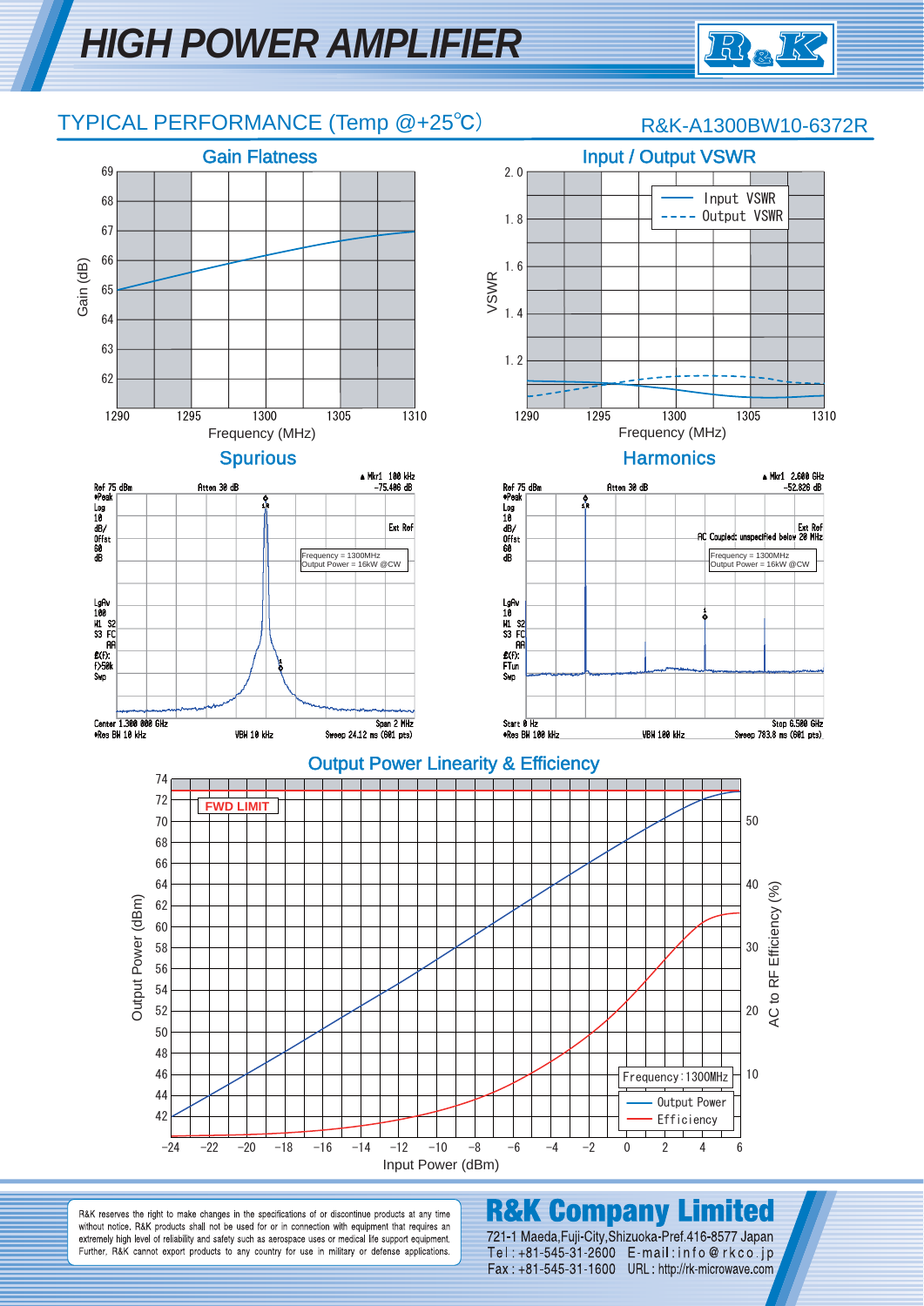# HIGH POWER AMPLIFIER

## TYPICAL PERFORMANCE (Temp @+25℃)

R&K-A1300BW10-6372R

### Gain Flatness

Gain (dB) vs Frequency (MHz)

### Input / Output VSWR

VSWR vs Frequency (MHz)

Input VSWR
Output VSWR

### Spurious

Ref 75 dBm  Atten 30 dB  Mkr1 100 kHz −75.406 dB

Frequency = 1300MHz
Output Power = 16kW @CW

Center 1.300 000 GHz  Span 2 MHz
Res BW 10 kHz  VBW 10 kHz  Sweep 24.12 ms (601 pts)

### Harmonics

Ref 75 dBm  Atten 30 dB  Mkr1 2.600 GHz −52.826 dB

AC Coupled: unspecified below 20 MHz

Frequency = 1300MHz
Output Power = 16kW @CW

Start 0 Hz  Stop 6.500 GHz
Res BW 100 kHz  VBW 100 kHz  Sweep 783.8 ms (601 pts)

### Output Power Linearity & Efficiency

Output Power (dBm) / AC to RF Efficiency (%) vs Input Power (dBm)

FWD LIMIT

Frequency : 1300MHz

Output Power
Efficiency

---

R&K reserves the right to make changes in the specifications of or discontinue products at any time without notice. R&K products shall not be used for or in connection with equipment that requires an extremely high level of reliability and safety such as aerospace uses or medical life support equipment. Further, R&K cannot export products to any country for use in military or defense applications.

**R&K Company Limited**
721-1 Maeda,Fuji-City,Shizuoka-Pref.416-8577 Japan
Tel : +81-545-31-2600  E-mail : info@rkco.jp
Fax : +81-545-31-1600  URL : http://rk-microwave.com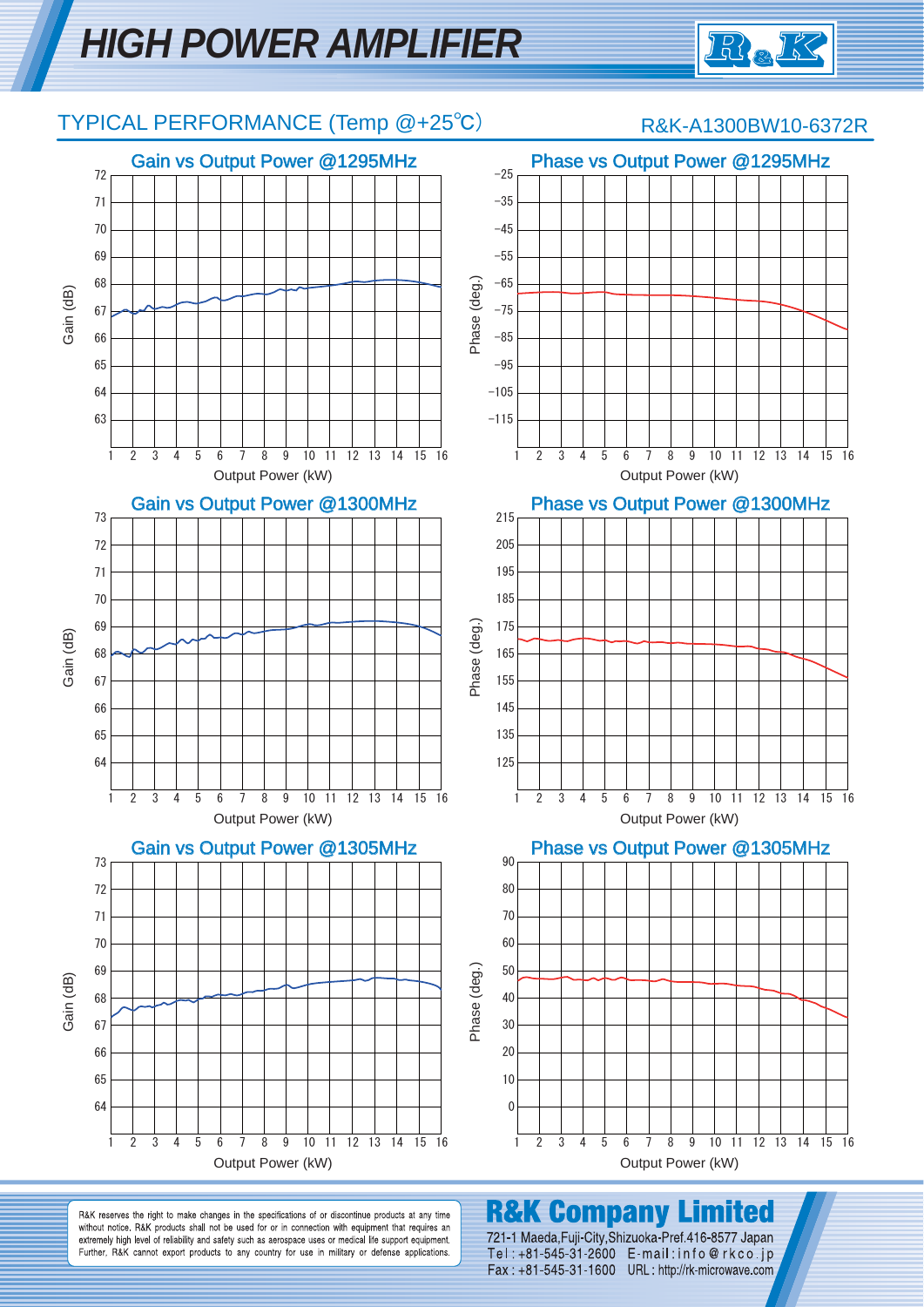# HIGH POWER AMPLIFIER

## TYPICAL PERFORMANCE (Temp @+25℃)

R&K-A1300BW10-6372R

### Gain vs Output Power @1295MHz

### Phase vs Output Power @1295MHz

### Gain vs Output Power @1300MHz

### Phase vs Output Power @1300MHz

### Gain vs Output Power @1305MHz

### Phase vs Output Power @1305MHz

R&K reserves the right to make changes in the specifications of or discontinue products at any time without notice. R&K products shall not be used for or in connection with equipment that requires an extremely high level of reliability and safety such as aerospace uses or medical life support equipment. Further, R&K cannot export products to any country for use in military or defense applications.

**R&K Company Limited**
721-1 Maeda,Fuji-City,Shizuoka-Pref.416-8577 Japan
Tel : +81-545-31-2600 E-mail : info@rkco.jp
Fax : +81-545-31-1600 URL : http://rk-microwave.com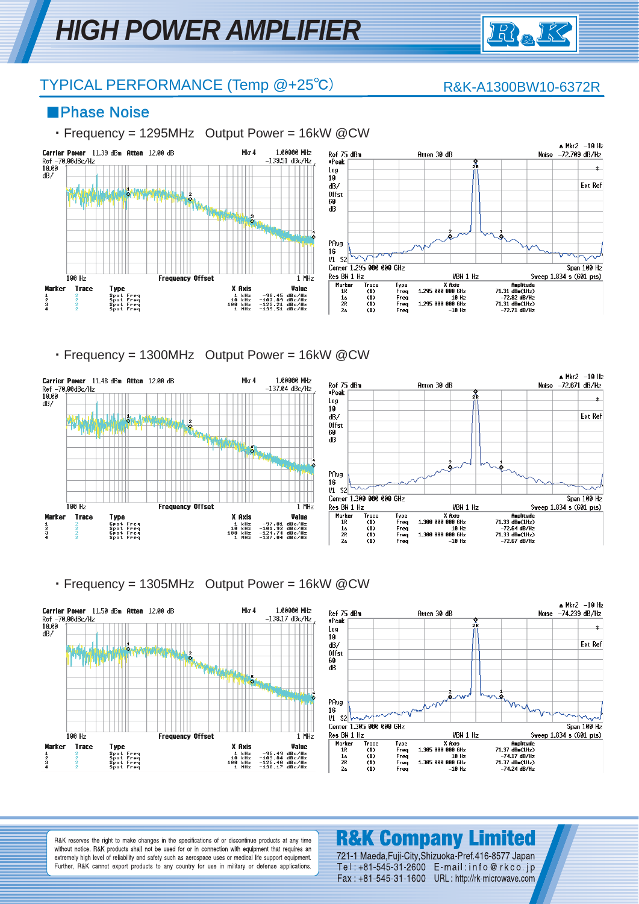# HIGH POWER AMPLIFIER

## TYPICAL PERFORMANCE (Temp @+25℃)

R&K-A1300BW10-6372R

### ■Phase Noise

・Frequency = 1295MHz　Output Power = 16kW @CW

Carrier Power 11.39 dBm Atten 12.00 dB　Mkr4 1.00000 MHz -139.51 dBc/Hz

Ref -70.00dBc/Hz 10.00 dB/

| Marker | Trace | Type | X Axis | Value |
|---|---|---|---|---|
| 1 | 2 | Spot Freq | 1 kHz | -98.45 dBc/Hz |
| 2 | 2 | Spot Freq | 10 kHz | -102.89 dBc/Hz |
| 3 | 2 | Spot Freq | 100 kHz | -123.21 dBc/Hz |
| 4 | 2 | Spot Freq | 1 MHz | -139.51 dBc/Hz |

Ref 75 dBm　Atten 30 dB　▲Mkr2 -10 Hz　Noise -72.709 dB/Hz

Center 1.295 000 000 GHz　Span 100 Hz　Res BW 1 Hz　VBW 1 Hz　Sweep 1.834 s (601 pts)

| Marker | Trace | Type | X Axis | Amplitude |
|---|---|---|---|---|
| 1R | (1) | Freq | 1.295 000 000 GHz | 71.31 dBm(1Hz) |
| 1Δ | (1) | Freq | 10 Hz | -72.82 dB/Hz |
| 2R | (1) | Freq | 1.295 000 000 GHz | 71.31 dBm(1Hz) |
| 2Δ | (1) | Freq | -10 Hz | -72.71 dB/Hz |

・Frequency = 1300MHz　Output Power = 16kW @CW

Carrier Power 11.48 dBm Atten 12.00 dB　Mkr4 1.00000 MHz -137.04 dBc/Hz

Ref -70.00dBc/Hz 10.00 dB/

| Marker | Trace | Type | X Axis | Value |
|---|---|---|---|---|
| 1 | 2 | Spot Freq | 1 kHz | -97.01 dBc/Hz |
| 2 | 2 | Spot Freq | 10 kHz | -101.92 dBc/Hz |
| 3 | 2 | Spot Freq | 100 kHz | -124.74 dBc/Hz |
| 4 | 2 | Spot Freq | 1 MHz | -137.04 dBc/Hz |

Ref 75 dBm　Atten 30 dB　▲Mkr2 -10 Hz　Noise -72.671 dB/Hz

Center 1.300 000 000 GHz　Span 100 Hz　Res BW 1 Hz　VBW 1 Hz　Sweep 1.834 s (601 pts)

| Marker | Trace | Type | X Axis | Amplitude |
|---|---|---|---|---|
| 1R | (1) | Freq | 1.300 000 000 GHz | 71.33 dBm(1Hz) |
| 1Δ | (1) | Freq | 10 Hz | -72.64 dB/Hz |
| 2R | (1) | Freq | 1.300 000 000 GHz | 71.33 dBm(1Hz) |
| 2Δ | (1) | Freq | -10 Hz | -72.67 dB/Hz |

・Frequency = 1305MHz　Output Power = 16kW @CW

Carrier Power 11.50 dBm Atten 12.00 dB　Mkr4 1.00000 MHz -138.17 dBc/Hz

Ref -70.00dBc/Hz 10.00 dB/

| Marker | Trace | Type | X Axis | Value |
|---|---|---|---|---|
| 1 | 2 | Spot Freq | 1 kHz | -95.49 dBc/Hz |
| 2 | 2 | Spot Freq | 10 kHz | -103.84 dBc/Hz |
| 3 | 2 | Spot Freq | 100 kHz | -125.40 dBc/Hz |
| 4 | 2 | Spot Freq | 1 MHz | -138.17 dBc/Hz |

Ref 75 dBm　Atten 30 dB　▲Mkr2 -10 Hz　Noise -74.239 dB/Hz

Center 1.305 000 000 GHz　Span 100 Hz　Res BW 1 Hz　VBW 1 Hz　Sweep 1.834 s (601 pts)

| Marker | Trace | Type | X Axis | Amplitude |
|---|---|---|---|---|
| 1R | (1) | Freq | 1.305 000 000 GHz | 71.37 dBm(1Hz) |
| 1Δ | (1) | Freq | 10 Hz | -74.17 dB/Hz |
| 2R | (1) | Freq | 1.305 000 000 GHz | 71.37 dBm(1Hz) |
| 2Δ | (1) | Freq | -10 Hz | -74.24 dB/Hz |

R&K reserves the right to make changes in the specifications of or discontinue products at any time without notice. R&K products shall not be used for or in connection with equipment that requires an extremely high level of reliability and safety such as aerospace uses or medical life support equipment. Further, R&K cannot export products to any country for use in military or defense applications.

**R&K Company Limited**

721-1 Maeda,Fuji-City,Shizuoka-Pref.416-8577 Japan

Tel : +81-545-31-2600　E-mail : info@rkco.jp

Fax : +81-545-31-1600　URL : http://rk-microwave.com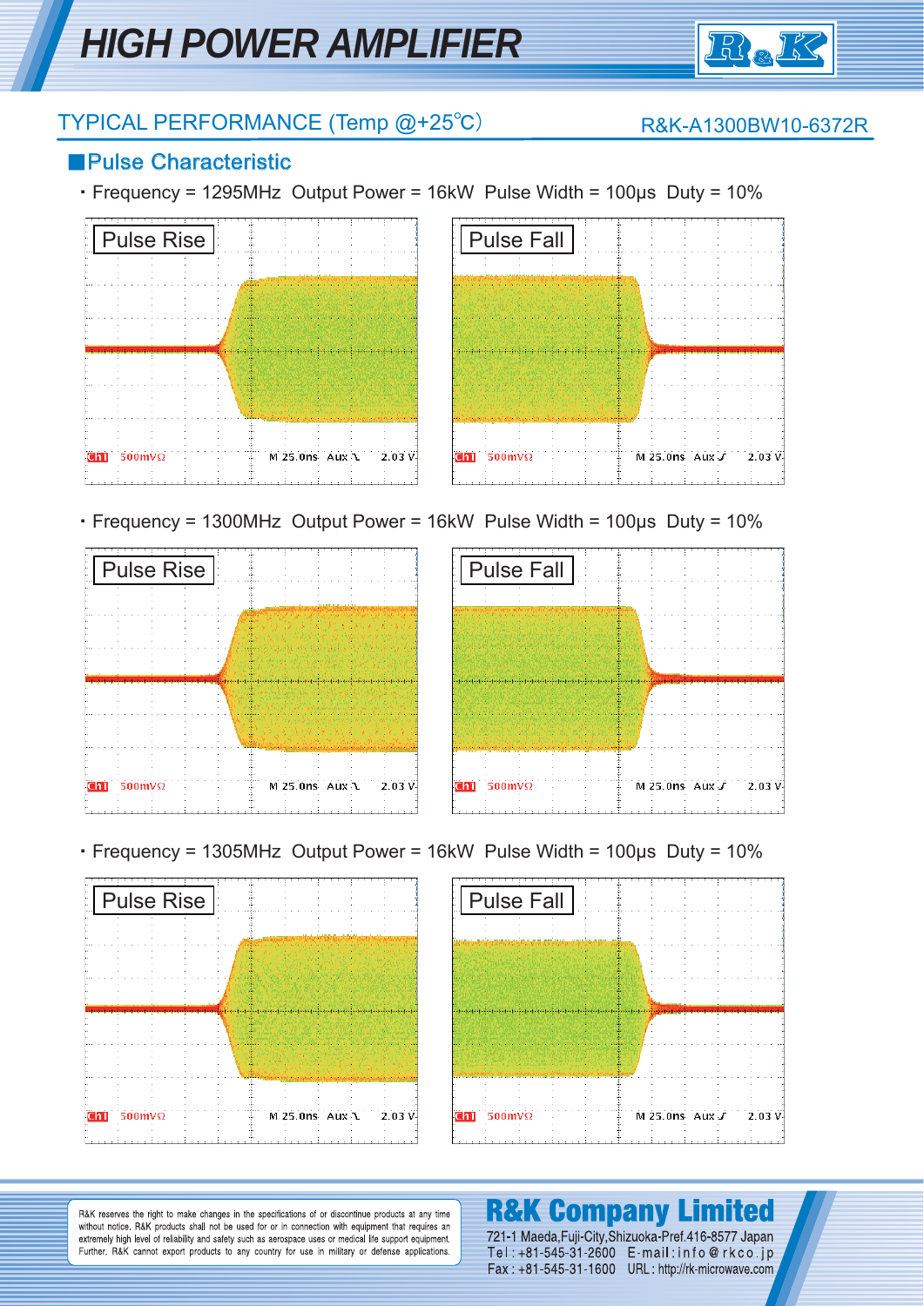## TYPICAL PERFORMANCE (Temp @+25℃)

R&K-A1300BW10-6372R

### ■Pulse Characteristic

・Frequency = 1295MHz  Output Power = 16kW  Pulse Width = 100μs  Duty = 10%

Pulse Rise

Ch1 500mVΩ  M 25.0ns  Aux ⤈  2.03 V

Pulse Fall

Ch1 500mVΩ  M 25.0ns  Aux ⤉  2.03 V

・Frequency = 1300MHz  Output Power = 16kW  Pulse Width = 100μs  Duty = 10%

Pulse Rise

Ch1 500mVΩ  M 25.0ns  Aux ⤈  2.03 V

Pulse Fall

Ch1 500mVΩ  M 25.0ns  Aux ⤉  2.03 V

・Frequency = 1305MHz  Output Power = 16kW  Pulse Width = 100μs  Duty = 10%

Pulse Rise

Ch1 500mVΩ  M 25.0ns  Aux ⤈  2.03 V

Pulse Fall

Ch1 500mVΩ  M 25.0ns  Aux ⤉  2.03 V

R&K reserves the right to make changes in the specifications of or discontinue products at any time without notice. R&K products shall not be used for or in connection with equipment that requires an extremely high level of reliability and safety such as aerospace uses or medical life support equipment. Further, R&K cannot export products to any country for use in military or defense applications.

**R&K Company Limited**
721-1 Maeda,Fuji-City,Shizuoka-Pref.416-8577 Japan
Tel : +81-545-31-2600  E-mail : info@rkco.jp
Fax : +81-545-31-1600  URL : http://rk-microwave.com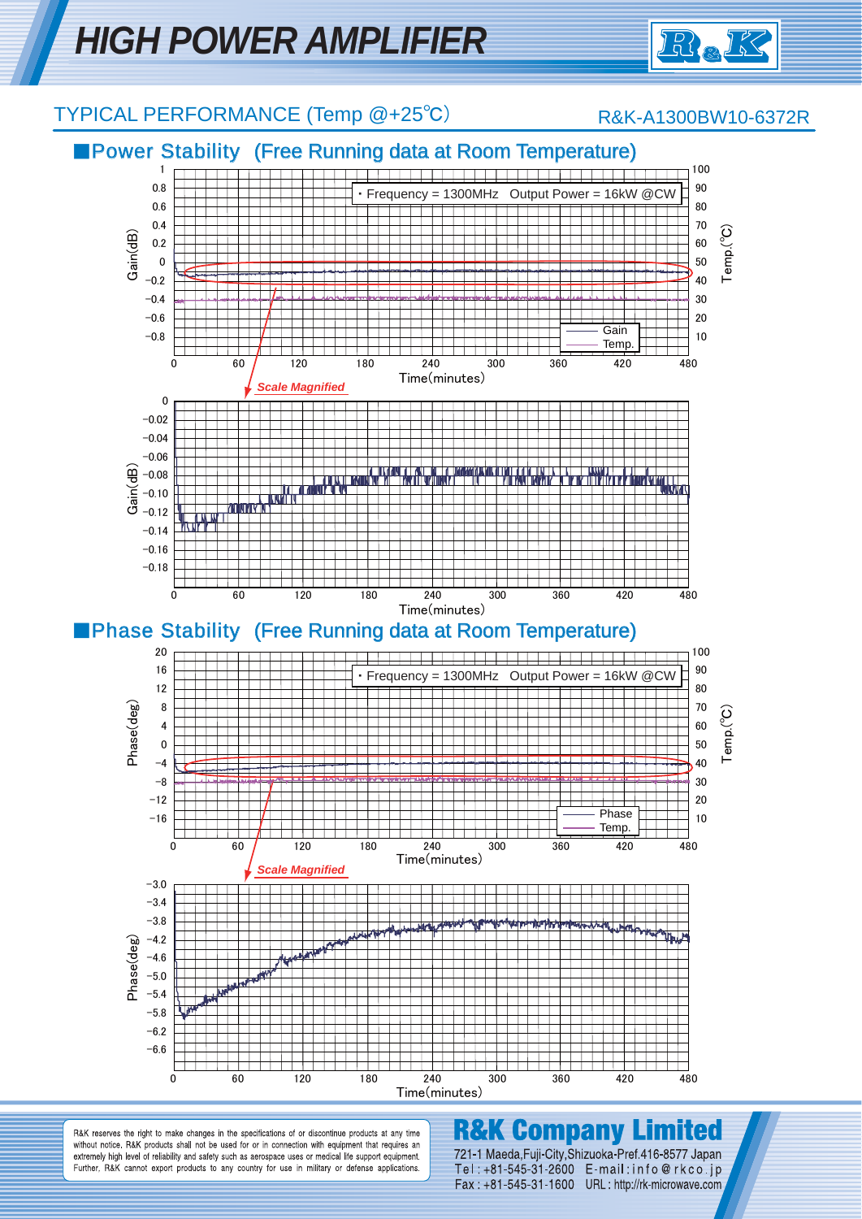# HIGH POWER AMPLIFIER

R&K

## TYPICAL PERFORMANCE (Temp @+25℃)

R&K-A1300BW10-6372R

### ■Power Stability (Free Running data at Room Temperature)

・Frequency = 1300MHz Output Power = 16kW @CW

Gain(dB)

1
0.8
0.6
0.4
0.2
0
−0.2
−0.4
−0.6
−0.8

Temp.(℃)

100
90
80
70
60
50
40
30
20
10

Gain
Temp.

0 60 120 180 240 300 360 420 480

Time(minutes)

*Scale Magnified*

Gain(dB)

0
−0.02
−0.04
−0.06
−0.08
−0.10
−0.12
−0.14
−0.16
−0.18

0 60 120 180 240 300 360 420 480

Time(minutes)

### ■Phase Stability (Free Running data at Room Temperature)

・Frequency = 1300MHz Output Power = 16kW @CW

Phase(deg)

20
16
12
8
4
0
−4
−8
−12
−16

Temp.(℃)

100
90
80
70
60
50
40
30
20
10

Phase
Temp.

0 60 120 180 240 300 360 420 480

Time(minutes)

*Scale Magnified*

Phase(deg)

−3.0
−3.4
−3.8
−4.2
−4.6
−5.0
−5.4
−5.8
−6.2
−6.6

0 60 120 180 240 300 360 420 480

Time(minutes)

R&K reserves the right to make changes in the specifications of or discontinue products at any time without notice. R&K products shall not be used for or in connection with equipment that requires an extremely high level of reliability and safety such as aerospace uses or medical life support equipment. Further, R&K cannot export products to any country for use in military or defense applications.

**R&K Company Limited**

721-1 Maeda,Fuji-City,Shizuoka-Pref.416-8577 Japan
Tel : +81-545-31-2600 E-mail : info@rkco.jp
Fax : +81-545-31-1600 URL : http://rk-microwave.com